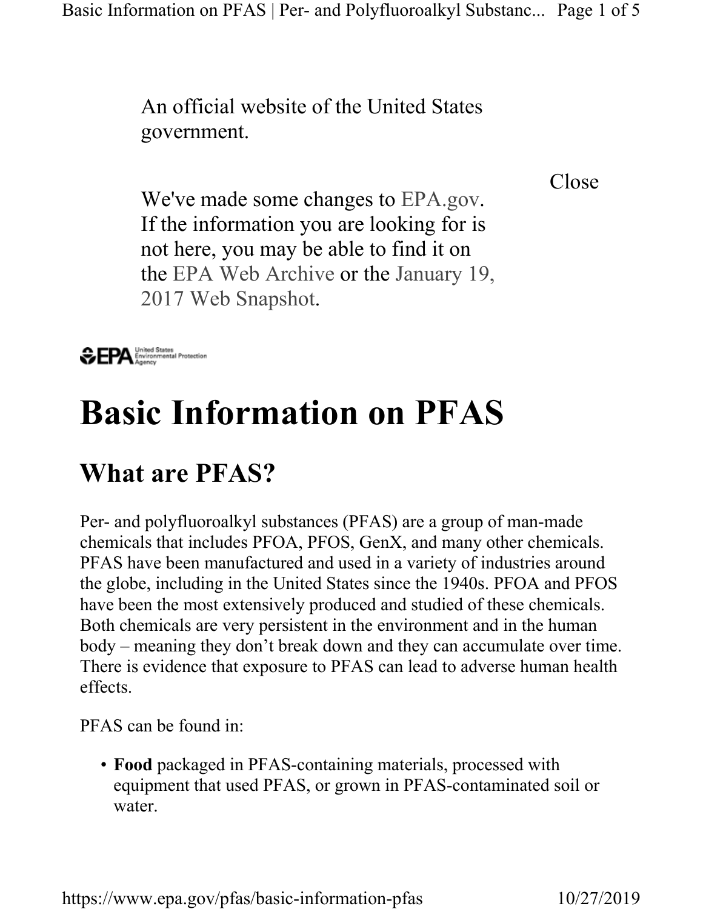An official website of the United States government.

Close

We've made some changes to EPA.gov. If the information you are looking for is not here, you may be able to find it on the EPA Web Archive or the January 19, 2017 Web Snapshot.

EPA United States Environmental Protection Agency

# Basic Information on PFAS

## What are PFAS?

Per- and polyfluoroalkyl substances (PFAS) are a group of man-made chemicals that includes PFOA, PFOS, GenX, and many other chemicals. PFAS have been manufactured and used in a variety of industries around the globe, including in the United States since the 1940s. PFOA and PFOS have been the most extensively produced and studied of these chemicals. Both chemicals are very persistent in the environment and in the human body – meaning they don't break down and they can accumulate over time. There is evidence that exposure to PFAS can lead to adverse human health effects.

PFAS can be found in:

- **Food** packaged in PFAS-containing materials, processed with equipment that used PFAS, or grown in PFAS-contaminated soil or water.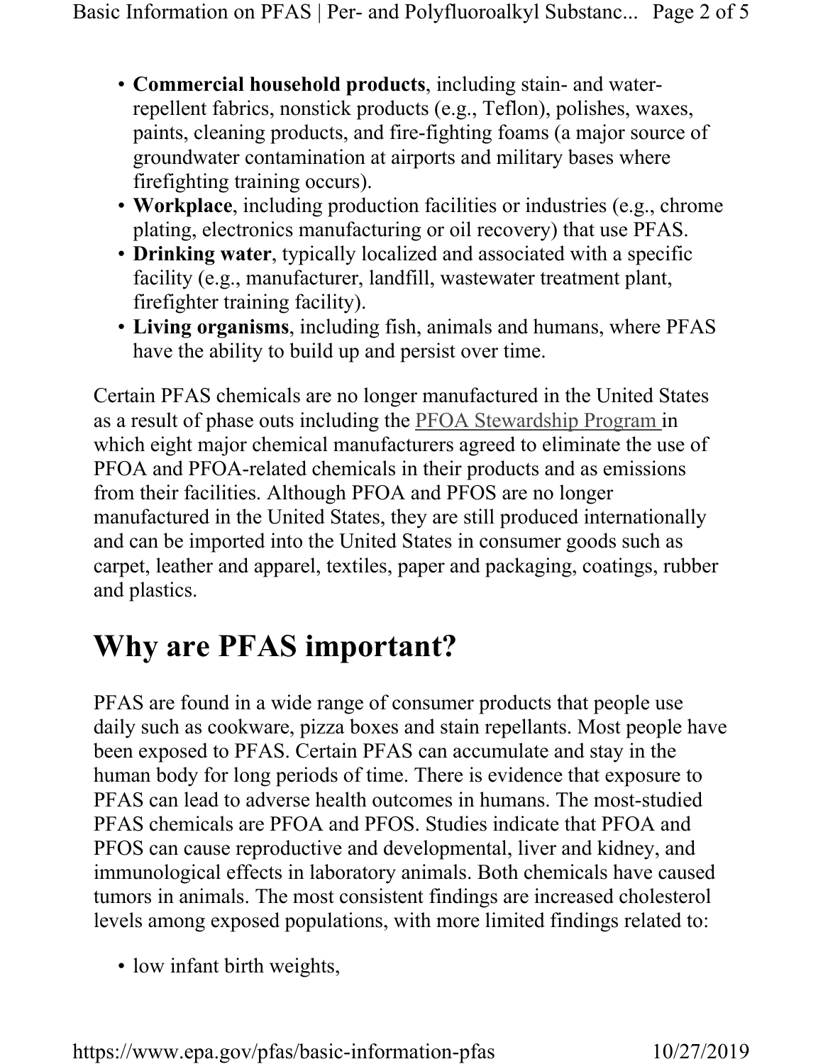- **Commercial household products**, including stain- and water-repellent fabrics, nonstick products (e.g., Teflon), polishes, waxes, paints, cleaning products, and fire-fighting foams (a major source of groundwater contamination at airports and military bases where firefighting training occurs).
- **Workplace**, including production facilities or industries (e.g., chrome plating, electronics manufacturing or oil recovery) that use PFAS.
- **Drinking water**, typically localized and associated with a specific facility (e.g., manufacturer, landfill, wastewater treatment plant, firefighter training facility).
- **Living organisms**, including fish, animals and humans, where PFAS have the ability to build up and persist over time.

Certain PFAS chemicals are no longer manufactured in the United States as a result of phase outs including the PFOA Stewardship Program in which eight major chemical manufacturers agreed to eliminate the use of PFOA and PFOA-related chemicals in their products and as emissions from their facilities. Although PFOA and PFOS are no longer manufactured in the United States, they are still produced internationally and can be imported into the United States in consumer goods such as carpet, leather and apparel, textiles, paper and packaging, coatings, rubber and plastics.

# Why are PFAS important?

PFAS are found in a wide range of consumer products that people use daily such as cookware, pizza boxes and stain repellants. Most people have been exposed to PFAS. Certain PFAS can accumulate and stay in the human body for long periods of time. There is evidence that exposure to PFAS can lead to adverse health outcomes in humans. The most-studied PFAS chemicals are PFOA and PFOS. Studies indicate that PFOA and PFOS can cause reproductive and developmental, liver and kidney, and immunological effects in laboratory animals. Both chemicals have caused tumors in animals. The most consistent findings are increased cholesterol levels among exposed populations, with more limited findings related to:

- low infant birth weights,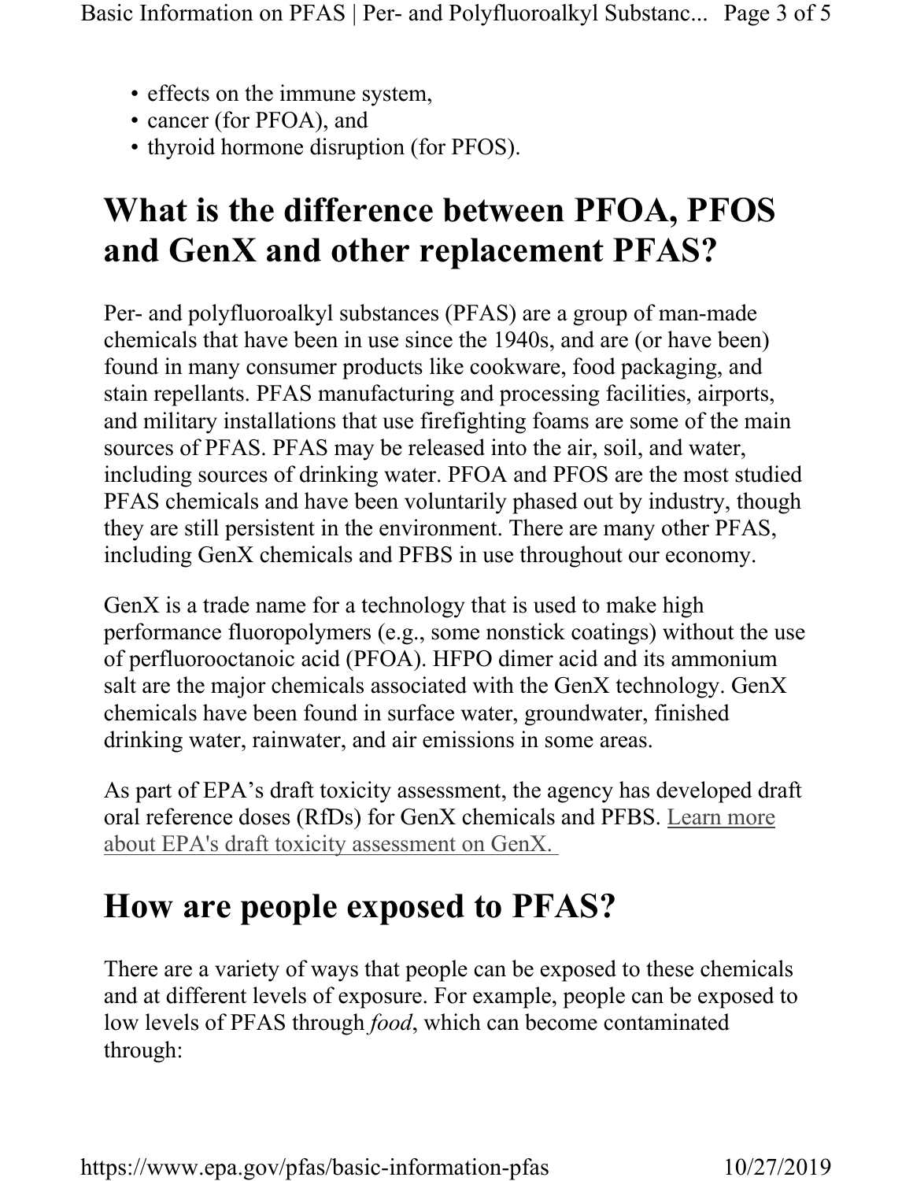- effects on the immune system,
- cancer (for PFOA), and
- thyroid hormone disruption (for PFOS).

# What is the difference between PFOA, PFOS and GenX and other replacement PFAS?

Per- and polyfluoroalkyl substances (PFAS) are a group of man-made chemicals that have been in use since the 1940s, and are (or have been) found in many consumer products like cookware, food packaging, and stain repellants. PFAS manufacturing and processing facilities, airports, and military installations that use firefighting foams are some of the main sources of PFAS. PFAS may be released into the air, soil, and water, including sources of drinking water. PFOA and PFOS are the most studied PFAS chemicals and have been voluntarily phased out by industry, though they are still persistent in the environment. There are many other PFAS, including GenX chemicals and PFBS in use throughout our economy.

GenX is a trade name for a technology that is used to make high performance fluoropolymers (e.g., some nonstick coatings) without the use of perfluorooctanoic acid (PFOA). HFPO dimer acid and its ammonium salt are the major chemicals associated with the GenX technology. GenX chemicals have been found in surface water, groundwater, finished drinking water, rainwater, and air emissions in some areas.

As part of EPA's draft toxicity assessment, the agency has developed draft oral reference doses (RfDs) for GenX chemicals and PFBS. Learn more about EPA's draft toxicity assessment on GenX.

# How are people exposed to PFAS?

There are a variety of ways that people can be exposed to these chemicals and at different levels of exposure. For example, people can be exposed to low levels of PFAS through *food*, which can become contaminated through: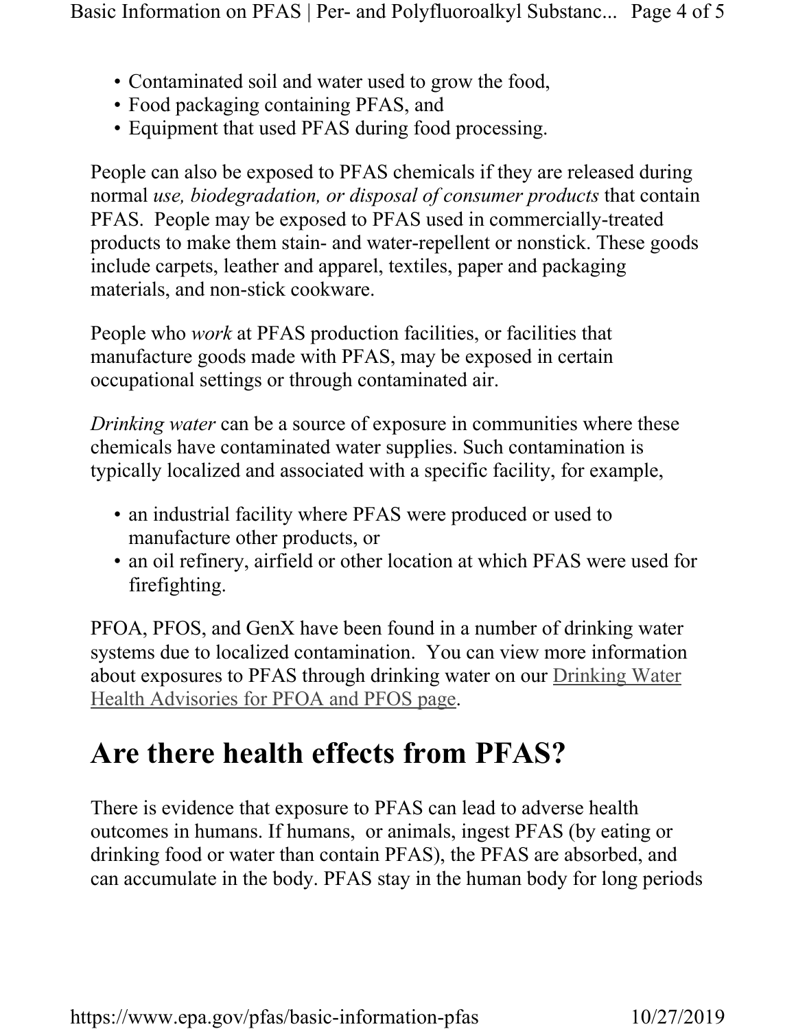- Contaminated soil and water used to grow the food,
- Food packaging containing PFAS, and
- Equipment that used PFAS during food processing.

People can also be exposed to PFAS chemicals if they are released during normal *use, biodegradation, or disposal of consumer products* that contain PFAS. People may be exposed to PFAS used in commercially-treated products to make them stain- and water-repellent or nonstick. These goods include carpets, leather and apparel, textiles, paper and packaging materials, and non-stick cookware.

People who *work* at PFAS production facilities, or facilities that manufacture goods made with PFAS, may be exposed in certain occupational settings or through contaminated air.

*Drinking water* can be a source of exposure in communities where these chemicals have contaminated water supplies. Such contamination is typically localized and associated with a specific facility, for example,

- an industrial facility where PFAS were produced or used to manufacture other products, or
- an oil refinery, airfield or other location at which PFAS were used for firefighting.

PFOA, PFOS, and GenX have been found in a number of drinking water systems due to localized contamination. You can view more information about exposures to PFAS through drinking water on our Drinking Water Health Advisories for PFOA and PFOS page.

# Are there health effects from PFAS?

There is evidence that exposure to PFAS can lead to adverse health outcomes in humans. If humans, or animals, ingest PFAS (by eating or drinking food or water than contain PFAS), the PFAS are absorbed, and can accumulate in the body. PFAS stay in the human body for long periods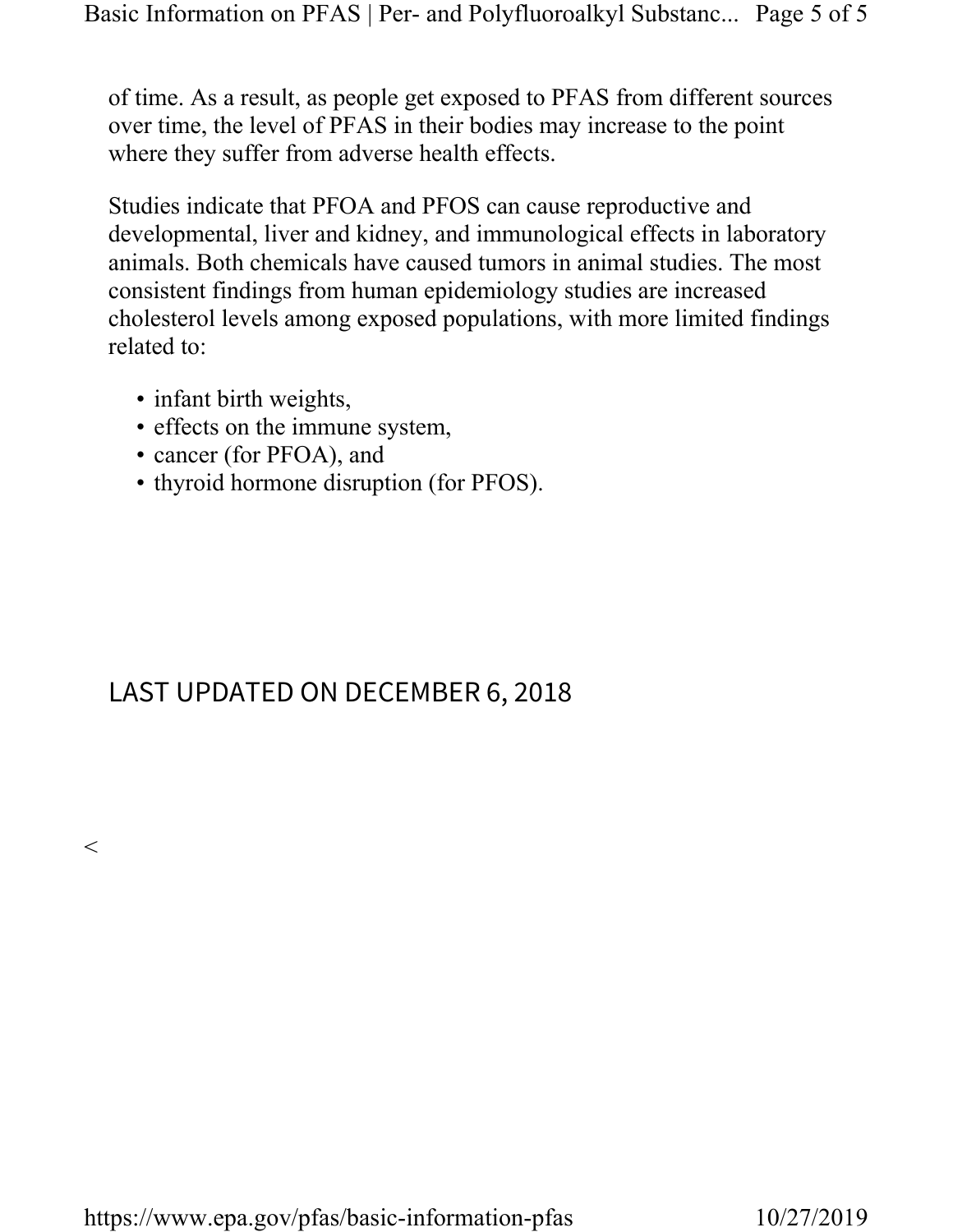of time. As a result, as people get exposed to PFAS from different sources over time, the level of PFAS in their bodies may increase to the point where they suffer from adverse health effects.

Studies indicate that PFOA and PFOS can cause reproductive and developmental, liver and kidney, and immunological effects in laboratory animals. Both chemicals have caused tumors in animal studies. The most consistent findings from human epidemiology studies are increased cholesterol levels among exposed populations, with more limited findings related to:

- infant birth weights,
- effects on the immune system,
- cancer (for PFOA), and
- thyroid hormone disruption (for PFOS).

LAST UPDATED ON DECEMBER 6, 2018

<